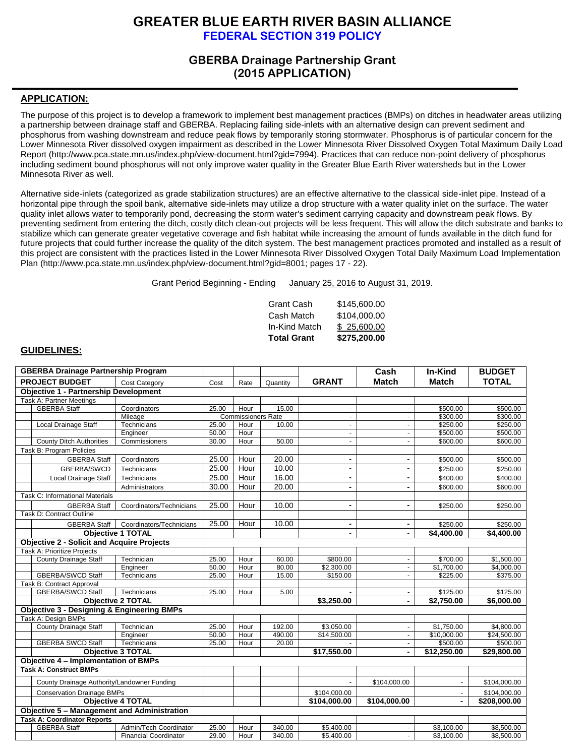# GREATER BLUE EARTH RIVER BASIN ALLIANCE

## FEDERAL SECTION 319 POLICY

## GBERBA Drainage Partnership Grant (2015 APPLICATION)

### APPLICATION:

The purpose of this project is to develop a framework to implement best management practices (BMPs) on ditches in headwater areas utilizing a partnership between drainage staff and GBERBA. Replacing failing side-inlets with an alternative design can prevent sediment and phosphorus from washing downstream and reduce peak flows by temporarily storing stormwater. Phosphorus is of particular concern for the Lower Minnesota River dissolved oxygen impairment as described in the Lower Minnesota River Dissolved Oxygen Total Maximum Daily Load Report (http://www.pca.state.mn.us/index.php/view-document.html?gid=7994). Practices that can reduce non-point delivery of phosphorus including sediment bound phosphorus will not only improve water quality in the Greater Blue Earth River watersheds but in the Lower Minnesota River as well.

Alternative side-inlets (categorized as grade stabilization structures) are an effective alternative to the classical side-inlet pipe. Instead of a horizontal pipe through the spoil bank, alternative side-inlets may utilize a drop structure with a water quality inlet on the surface. The water quality inlet allows water to temporarily pond, decreasing the storm water's sediment carrying capacity and downstream peak flows. By preventing sediment from entering the ditch, costly ditch clean-out projects will be less frequent. This will allow the ditch substrate and banks to stabilize which can generate greater vegetative coverage and fish habitat while increasing the amount of funds available in the ditch fund for future projects that could further increase the quality of the ditch system. The best management practices promoted and installed as a result of this project are consistent with the practices listed in the Lower Minnesota River Dissolved Oxygen Total Daily Maximum Load Implementation Plan (http://www.pca.state.mn.us/index.php/view-document.html?gid=8001; pages 17 - 22).

Grant Period Beginning - Ending January 25, 2016 to August 31, 2019.

| | |
|---|---|
| Grant Cash | $145,600.00 |
| Cash Match | $104,000.00 |
| In-Kind Match | $ 25,600.00 |
| **Total Grant** | **$275,200.00** |

### GUIDELINES:

| **GBERBA Drainage Partnership Program** | | | | | | | **Cash** | **In-Kind** | **BUDGET** |
|---|---|---|---|---|---|---|---|---|---|
| **PROJECT BUDGET** | | Cost Category | Cost | Rate | Quantity | **GRANT** | **Match** | **Match** | **TOTAL** |
| **Objective 1 - Partnership Development** | | | | | | | | | |
| Task A: Partner Meetings | | | | | | | | | |
| | GBERBA Staff | Coordinators | 25.00 | Hour | 15.00 | - | - | $500.00 | $500.00 |
| | | Mileage | Commissioners Rate | | | - | - | $300.00 | $300.00 |
| | Local Drainage Staff | Technicians | 25.00 | Hour | 10.00 | - | - | $250.00 | $250.00 |
| | | Engineer | 50.00 | Hour | | - | - | $500.00 | $500.00 |
| | County Ditch Authorities | Commissioners | 30.00 | Hour | 50.00 | - | - | $600.00 | $600.00 |
| Task B: Program Policies | | | | | | | | | |
| | GBERBA Staff | Coordinators | 25.00 | Hour | 20.00 | - | - | $500.00 | $500.00 |
| | GBERBA/SWCD | Technicians | 25.00 | Hour | 10.00 | - | - | $250.00 | $250.00 |
| | Local Drainage Staff | Technicians | 25.00 | Hour | 16.00 | - | - | $400.00 | $400.00 |
| | | Administrators | 30.00 | Hour | 20.00 | - | - | $600.00 | $600.00 |
| Task C: Informational Materials | | | | | | | | | |
| | GBERBA Staff | Coordinators/Technicians | 25.00 | Hour | 10.00 | - | - | $250.00 | $250.00 |
| Task D: Contract Outline | | | | | | | | | |
| | GBERBA Staff | Coordinators/Technicians | 25.00 | Hour | 10.00 | - | - | $250.00 | $250.00 |
| | **Objective 1 TOTAL** | | | | | - | - | **$4,400.00** | **$4,400.00** |
| **Objective 2 - Solicit and Acquire Projects** | | | | | | | | | |
| Task A: Prioritize Projects | | | | | | | | | |
| | County Drainage Staff | Technician | 25.00 | Hour | 60.00 | $800.00 | - | $700.00 | $1,500.00 |
| | | Engineer | 50.00 | Hour | 80.00 | $2,300.00 | - | $1,700.00 | $4,000.00 |
| | GBERBA/SWCD Staff | Technicians | 25.00 | Hour | 15.00 | $150.00 | - | $225.00 | $375.00 |
| Task B: Contract Approval | | | | | | | | | |
| | GBERBA/SWCD Staff | Technicians | 25.00 | Hour | 5.00 | - | - | $125.00 | $125.00 |
| | **Objective 2 TOTAL** | | | | | **$3,250.00** | - | **$2,750.00** | **$6,000.00** |
| **Objective 3 - Designing & Engineering BMPs** | | | | | | | | | |
| Task A: Design BMPs | | | | | | | | | |
| | County Drainage Staff | Technician | 25.00 | Hour | 192.00 | $3,050.00 | - | $1,750.00 | $4,800.00 |
| | | Engineer | 50.00 | Hour | 490.00 | $14,500.00 | - | $10,000.00 | $24,500.00 |
| | GBERBA SWCD Staff | Technicians | 25.00 | Hour | 20.00 | - | - | $500.00 | $500.00 |
| | **Objective 3 TOTAL** | | | | | **$17,550.00** | - | **$12,250.00** | **$29,800.00** |
| **Objective 4 – Implementation of BMPs** | | | | | | | | | |
| **Task A: Construct BMPs** | | | | | | | | | |
| | County Drainage Authority/Landowner Funding | | | | | - | $104,000.00 | - | $104,000.00 |
| | Conservation Drainage BMPs | | | | | $104,000.00 | | - | $104,000.00 |
| | **Objective 4 TOTAL** | | | | | **$104,000.00** | **$104,000.00** | - | **$208,000.00** |
| **Objective 5 – Management and Administration** | | | | | | | | | |
| **Task A: Coordinator Reports** | | | | | | | | | |
| | GBERBA Staff | Admin/Tech Coordinator | 25.00 | Hour | 340.00 | $5,400.00 | - | $3,100.00 | $8,500.00 |
| | | Financial Coordinator | 29.00 | Hour | 340.00 | $5,400.00 | - | $3,100.00 | $8,500.00 |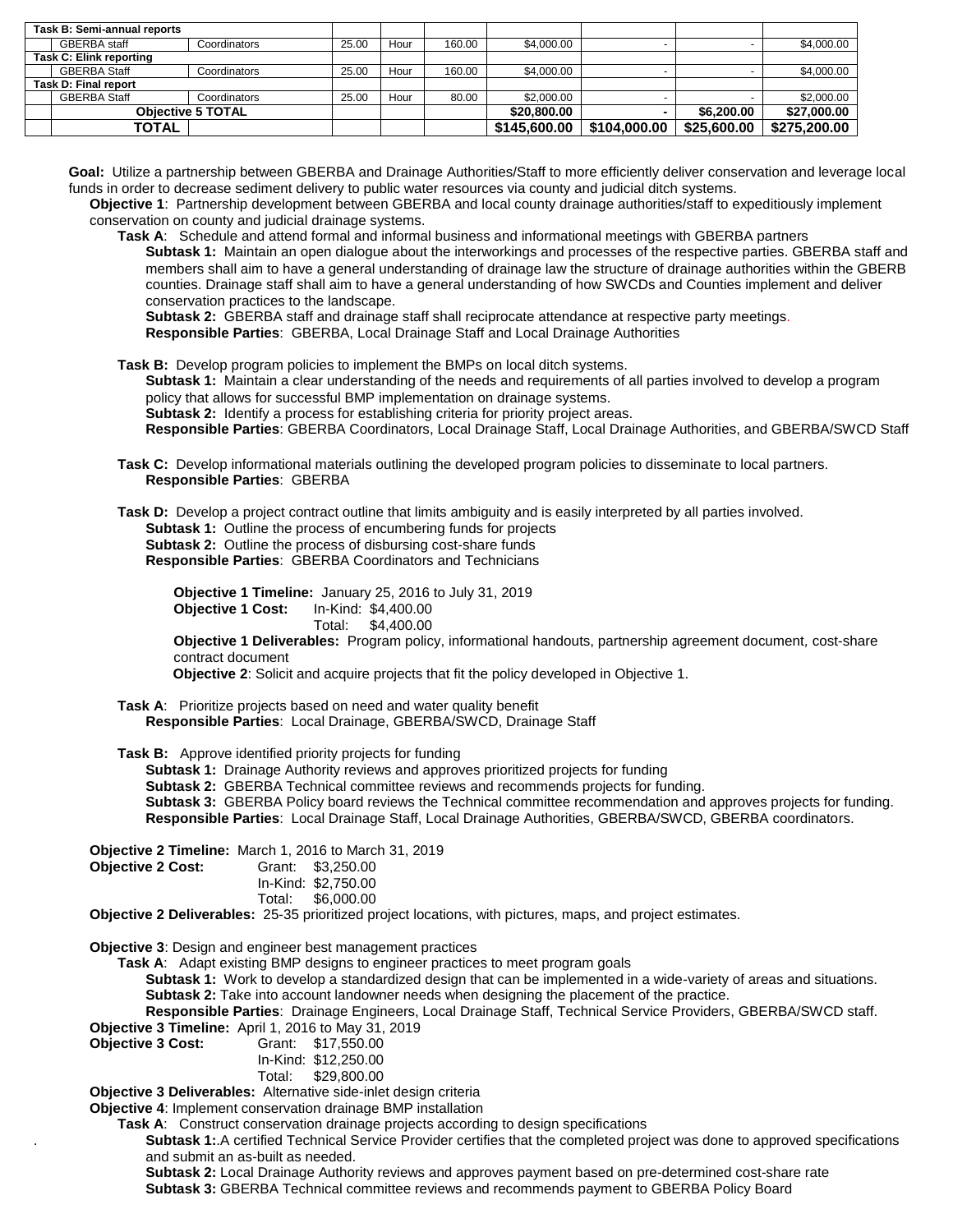| | | | | | | | | |
|---|---|---|---|---|---|---|---|---|
| **Task B: Semi-annual reports** | | | | | | | | |
| GBERBA staff | Coordinators | 25.00 | Hour | 160.00 | $4,000.00 | - | - | $4,000.00 |
| **Task C: Elink reporting** | | | | | | | | |
| GBERBA Staff | Coordinators | 25.00 | Hour | 160.00 | $4,000.00 | - | - | $4,000.00 |
| **Task D: Final report** | | | | | | | | |
| GBERBA Staff | Coordinators | 25.00 | Hour | 80.00 | $2,000.00 | - | - | $2,000.00 |
| **Objective 5 TOTAL** | | | | | **$20,800.00** | **-** | **$6,200.00** | **$27,000.00** |
| **TOTAL** | | | | | **$145,600.00** | **$104,000.00** | **$25,600.00** | **$275,200.00** |

**Goal:** Utilize a partnership between GBERBA and Drainage Authorities/Staff to more efficiently deliver conservation and leverage local funds in order to decrease sediment delivery to public water resources via county and judicial ditch systems.

**Objective 1**: Partnership development between GBERBA and local county drainage authorities/staff to expeditiously implement conservation on county and judicial drainage systems.

**Task A**: Schedule and attend formal and informal business and informational meetings with GBERBA partners

**Subtask 1:** Maintain an open dialogue about the interworkings and processes of the respective parties. GBERBA staff and members shall aim to have a general understanding of drainage law the structure of drainage authorities within the GBERB counties. Drainage staff shall aim to have a general understanding of how SWCDs and Counties implement and deliver conservation practices to the landscape.

**Subtask 2:** GBERBA staff and drainage staff shall reciprocate attendance at respective party meetings.

**Responsible Parties**: GBERBA, Local Drainage Staff and Local Drainage Authorities

**Task B:** Develop program policies to implement the BMPs on local ditch systems.

**Subtask 1:** Maintain a clear understanding of the needs and requirements of all parties involved to develop a program policy that allows for successful BMP implementation on drainage systems.

**Subtask 2:** Identify a process for establishing criteria for priority project areas.

**Responsible Parties**: GBERBA Coordinators, Local Drainage Staff, Local Drainage Authorities, and GBERBA/SWCD Staff

**Task C:** Develop informational materials outlining the developed program policies to disseminate to local partners.

**Responsible Parties**: GBERBA

**Task D:** Develop a project contract outline that limits ambiguity and is easily interpreted by all parties involved.

**Subtask 1:** Outline the process of encumbering funds for projects

**Subtask 2:** Outline the process of disbursing cost-share funds

**Responsible Parties**: GBERBA Coordinators and Technicians

**Objective 1 Timeline:** January 25, 2016 to July 31, 2019

**Objective 1 Cost:** In-Kind: $4,400.00
Total: $4,400.00

**Objective 1 Deliverables:** Program policy, informational handouts, partnership agreement document, cost-share contract document

**Objective 2**: Solicit and acquire projects that fit the policy developed in Objective 1.

**Task A**: Prioritize projects based on need and water quality benefit

**Responsible Parties**: Local Drainage, GBERBA/SWCD, Drainage Staff

**Task B:** Approve identified priority projects for funding

**Subtask 1:** Drainage Authority reviews and approves prioritized projects for funding

**Subtask 2:** GBERBA Technical committee reviews and recommends projects for funding.

**Subtask 3:** GBERBA Policy board reviews the Technical committee recommendation and approves projects for funding.

**Responsible Parties**: Local Drainage Staff, Local Drainage Authorities, GBERBA/SWCD, GBERBA coordinators.

**Objective 2 Timeline:** March 1, 2016 to March 31, 2019

**Objective 2 Cost:** Grant: $3,250.00
In-Kind: $2,750.00
Total: $6,000.00

**Objective 2 Deliverables:** 25-35 prioritized project locations, with pictures, maps, and project estimates.

**Objective 3**: Design and engineer best management practices

**Task A**: Adapt existing BMP designs to engineer practices to meet program goals

**Subtask 1:** Work to develop a standardized design that can be implemented in a wide-variety of areas and situations.

**Subtask 2:** Take into account landowner needs when designing the placement of the practice.

**Responsible Parties**: Drainage Engineers, Local Drainage Staff, Technical Service Providers, GBERBA/SWCD staff.

**Objective 3 Timeline:** April 1, 2016 to May 31, 2019

**Objective 3 Cost:** Grant: $17,550.00
In-Kind: $12,250.00
Total: $29,800.00

**Objective 3 Deliverables:** Alternative side-inlet design criteria

**Objective 4**: Implement conservation drainage BMP installation

**Task A**: Construct conservation drainage projects according to design specifications

**Subtask 1:**.A certified Technical Service Provider certifies that the completed project was done to approved specifications and submit an as-built as needed.

**Subtask 2:** Local Drainage Authority reviews and approves payment based on pre-determined cost-share rate

**Subtask 3:** GBERBA Technical committee reviews and recommends payment to GBERBA Policy Board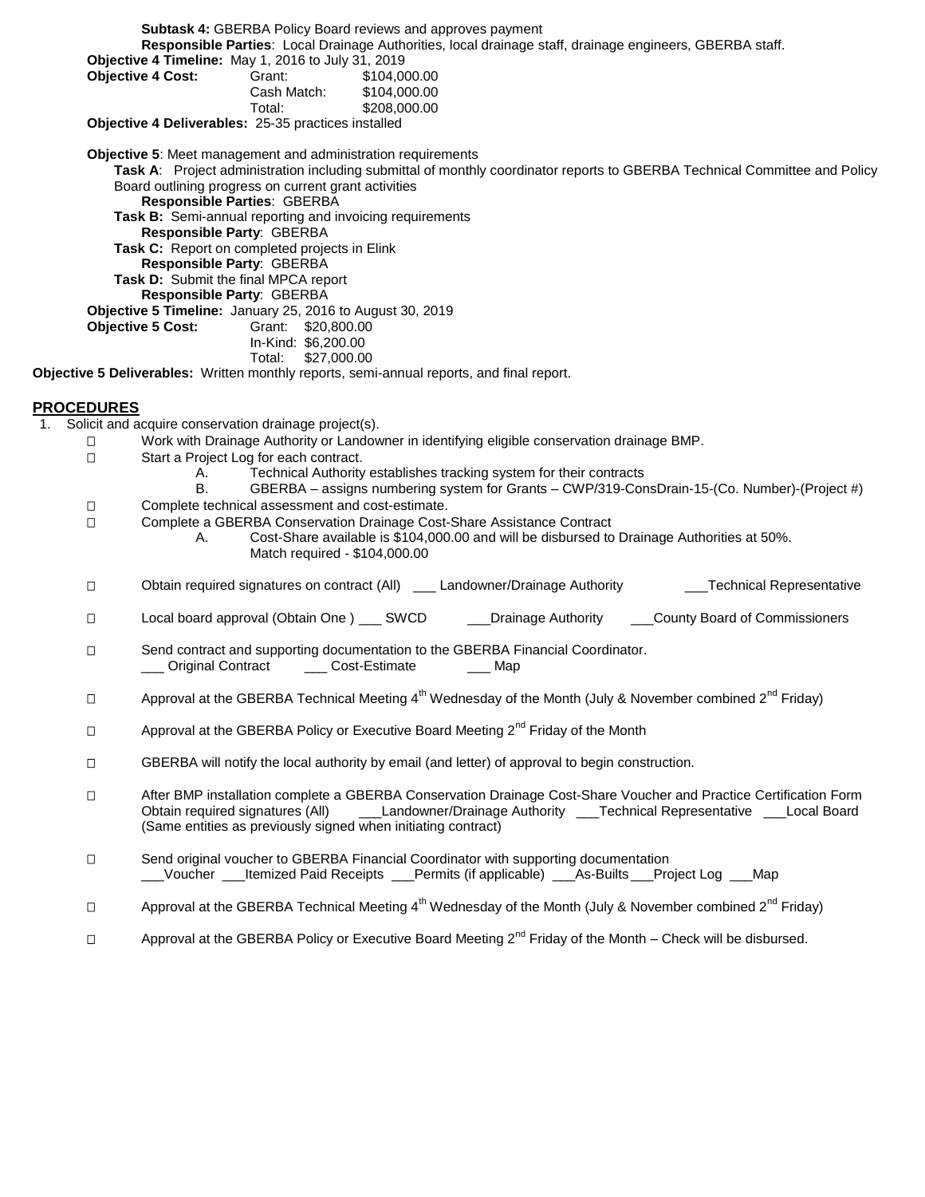**Subtask 4:** GBERBA Policy Board reviews and approves payment

**Responsible Parties**: Local Drainage Authorities, local drainage staff, drainage engineers, GBERBA staff.

**Objective 4 Timeline:** May 1, 2016 to July 31, 2019

**Objective 4 Cost:**

| | |
|---|---|
| Grant: | $104,000.00 |
| Cash Match: | $104,000.00 |
| Total: | $208,000.00 |

**Objective 4 Deliverables:** 25-35 practices installed

**Objective 5**: Meet management and administration requirements

**Task A**: Project administration including submittal of monthly coordinator reports to GBERBA Technical Committee and Policy Board outlining progress on current grant activities

**Responsible Parties**: GBERBA

**Task B:** Semi-annual reporting and invoicing requirements

**Responsible Party**: GBERBA

**Task C:** Report on completed projects in Elink

**Responsible Party**: GBERBA

**Task D:** Submit the final MPCA report

**Responsible Party**: GBERBA

**Objective 5 Timeline:** January 25, 2016 to August 30, 2019

**Objective 5 Cost:**

| | |
|---|---|
| Grant: | $20,800.00 |
| In-Kind: | $6,200.00 |
| Total: | $27,000.00 |

**Objective 5 Deliverables:** Written monthly reports, semi-annual reports, and final report.

## PROCEDURES

1. Solicit and acquire conservation drainage project(s).

- ☐ Work with Drainage Authority or Landowner in identifying eligible conservation drainage BMP.
- ☐ Start a Project Log for each contract.
  - A. Technical Authority establishes tracking system for their contracts
  - B. GBERBA – assigns numbering system for Grants – CWP/319-ConsDrain-15-(Co. Number)-(Project #)
- ☐ Complete technical assessment and cost-estimate.
- ☐ Complete a GBERBA Conservation Drainage Cost-Share Assistance Contract
  - A. Cost-Share available is $104,000.00 and will be disbursed to Drainage Authorities at 50%. Match required - $104,000.00
- ☐ Obtain required signatures on contract (All) ___ Landowner/Drainage Authority ___Technical Representative
- ☐ Local board approval (Obtain One ) ___ SWCD ___Drainage Authority ___County Board of Commissioners
- ☐ Send contract and supporting documentation to the GBERBA Financial Coordinator.
  ___ Original Contract ___ Cost-Estimate ___ Map
- ☐ Approval at the GBERBA Technical Meeting 4th Wednesday of the Month (July & November combined 2nd Friday)
- ☐ Approval at the GBERBA Policy or Executive Board Meeting 2nd Friday of the Month
- ☐ GBERBA will notify the local authority by email (and letter) of approval to begin construction.
- ☐ After BMP installation complete a GBERBA Conservation Drainage Cost-Share Voucher and Practice Certification Form
  Obtain required signatures (All) ___Landowner/Drainage Authority ___Technical Representative ___Local Board
  (Same entities as previously signed when initiating contract)
- ☐ Send original voucher to GBERBA Financial Coordinator with supporting documentation
  ___Voucher ___Itemized Paid Receipts ___Permits (if applicable) ___As-Builts ___Project Log ___Map
- ☐ Approval at the GBERBA Technical Meeting 4th Wednesday of the Month (July & November combined 2nd Friday)
- ☐ Approval at the GBERBA Policy or Executive Board Meeting 2nd Friday of the Month – Check will be disbursed.